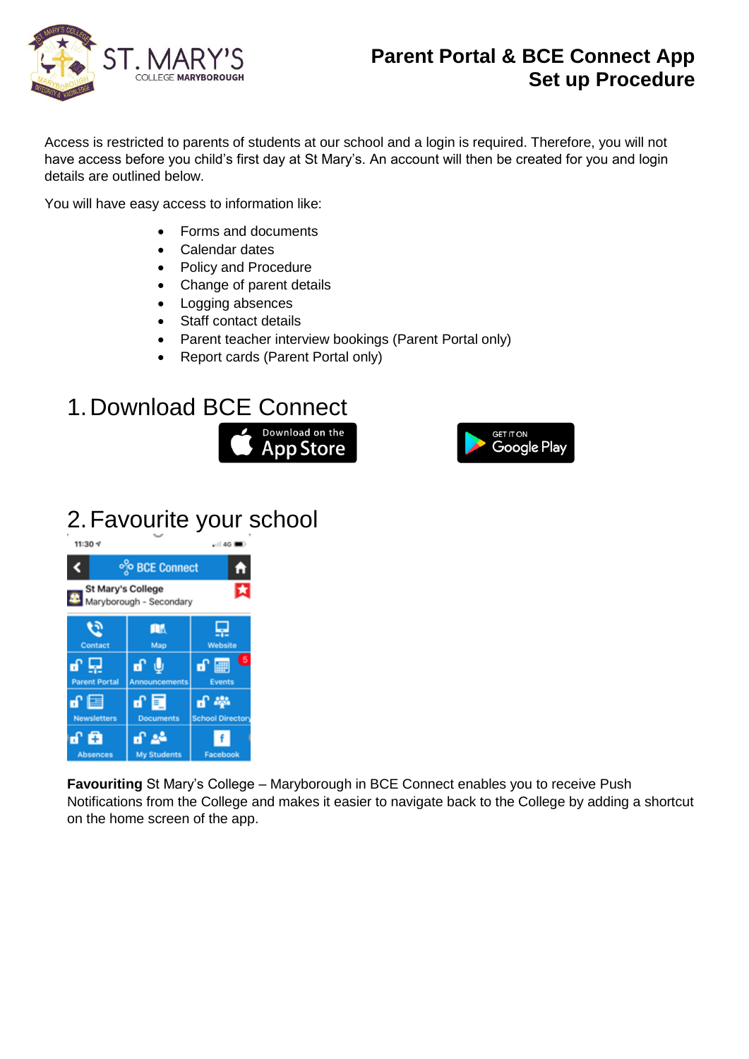# Parent Portal & BCE Connect App Set up Procedure

Access is restricted to parents of students at our school and a login is required. Therefore, you will not have access before you child's first day at St Mary's. An account will then be created for you and login details are outlined below.

You will have easy access to information like:

- Forms and documents
- Calendar dates
- Policy and Procedure
- Change of parent details
- Logging absences
- Staff contact details
- Parent teacher interview bookings (Parent Portal only)
- Report cards (Parent Portal only)

## 1. Download BCE Connect

## 2. Favourite your school

**Favouriting** St Mary's College – Maryborough in BCE Connect enables you to receive Push Notifications from the College and makes it easier to navigate back to the College by adding a shortcut on the home screen of the app.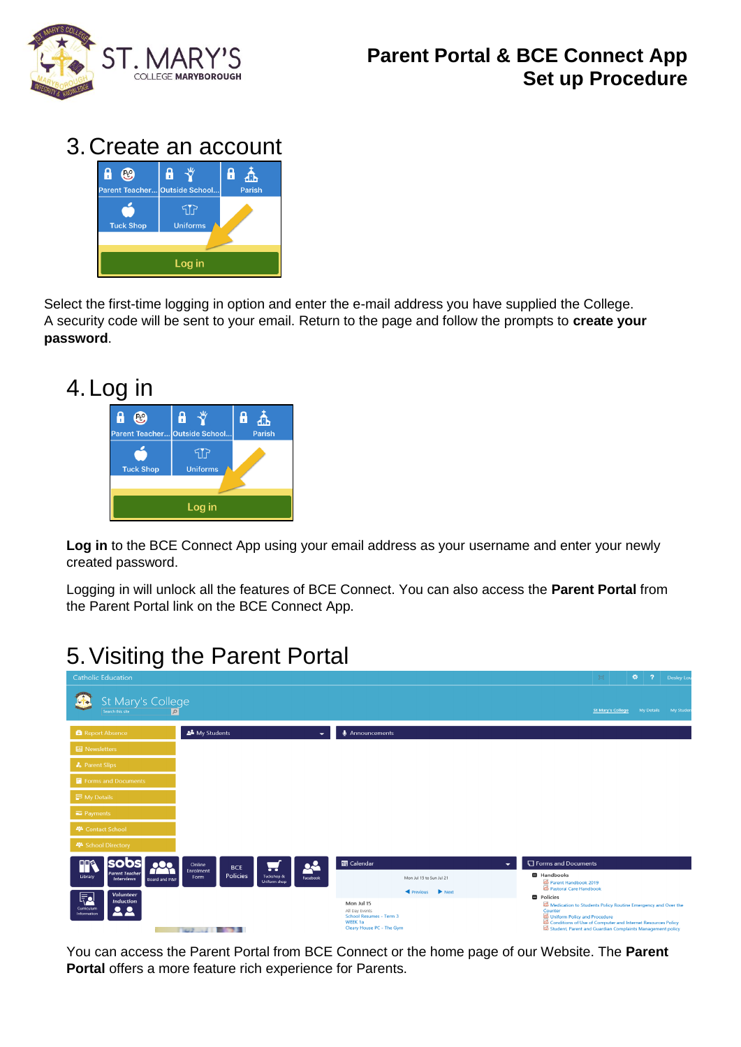# Parent Portal & BCE Connect App Set up Procedure

## 3. Create an account

Select the first-time logging in option and enter the e-mail address you have supplied the College.
A security code will be sent to your email. Return to the page and follow the prompts to **create your password**.

## 4. Log in

**Log in** to the BCE Connect App using your email address as your username and enter your newly created password.

Logging in will unlock all the features of BCE Connect. You can also access the **Parent Portal** from the Parent Portal link on the BCE Connect App.

## 5. Visiting the Parent Portal

You can access the Parent Portal from BCE Connect or the home page of our Website. The **Parent Portal** offers a more feature rich experience for Parents.